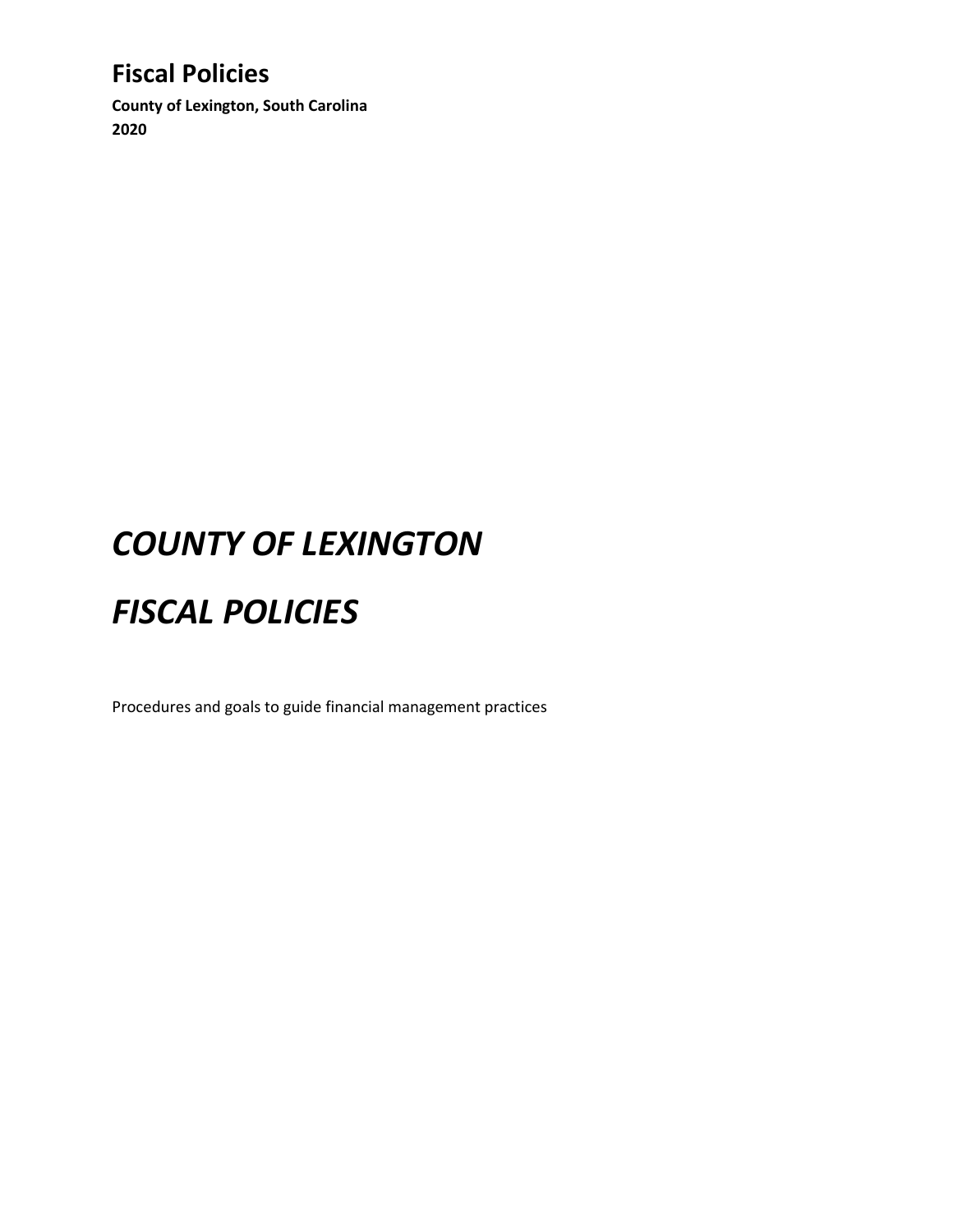# Fiscal Policies

**County of Lexington, South Carolina**
**2020**

# ***COUNTY OF LEXINGTON***

# ***FISCAL POLICIES***

Procedures and goals to guide financial management practices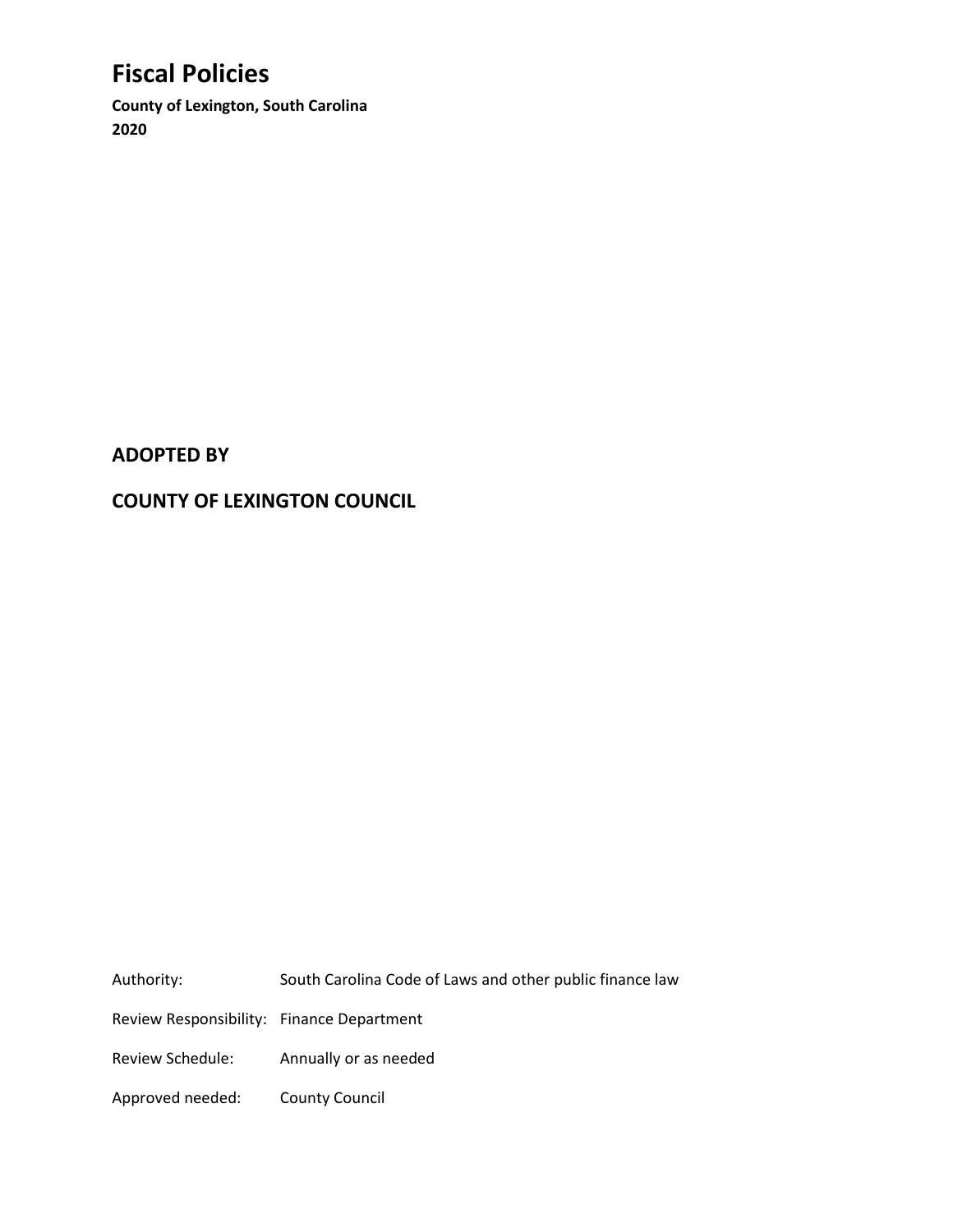# Fiscal Policies

**County of Lexington, South Carolina**
**2020**

## ADOPTED BY

## COUNTY OF LEXINGTON COUNCIL

| | |
|---|---|
| Authority: | South Carolina Code of Laws and other public finance law |
| Review Responsibility: | Finance Department |
| Review Schedule: | Annually or as needed |
| Approved needed: | County Council |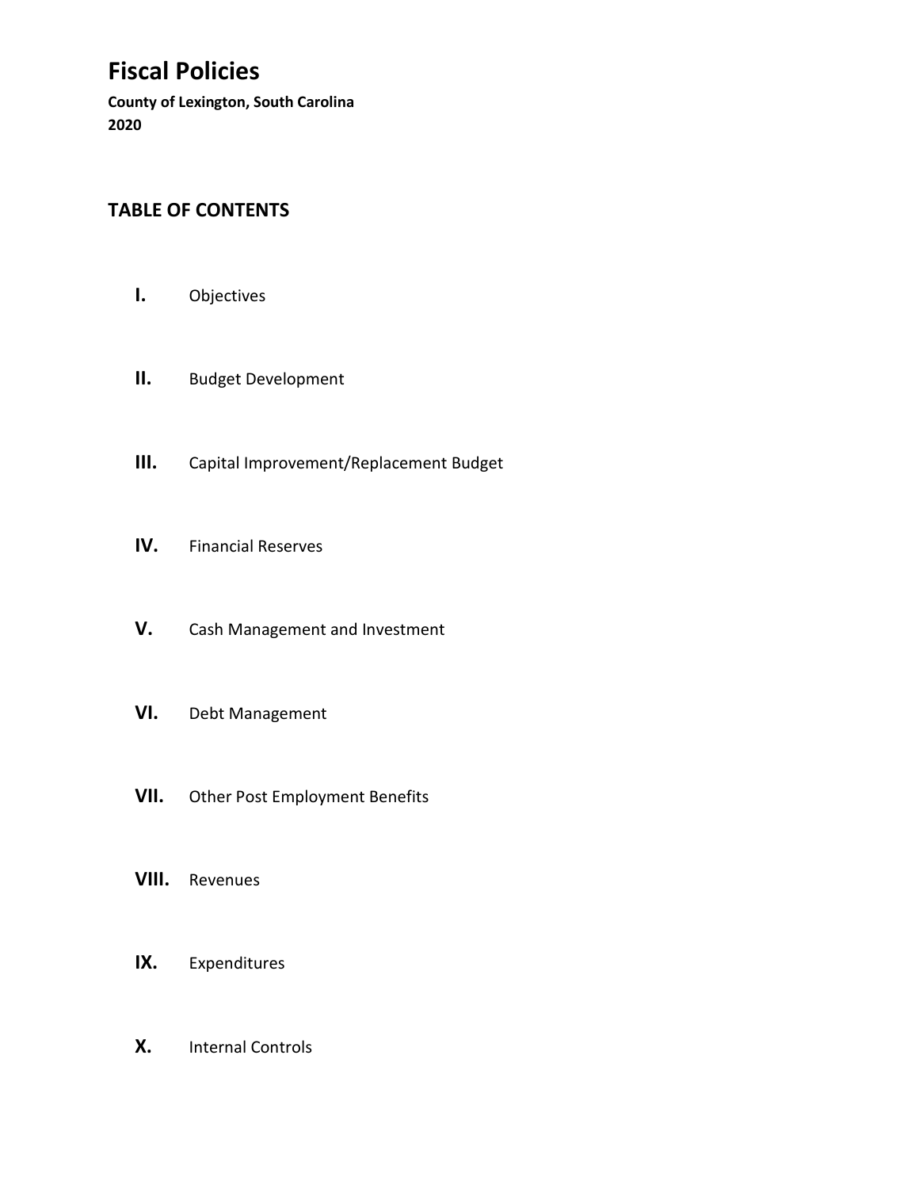# Fiscal Policies

**County of Lexington, South Carolina**
**2020**

## TABLE OF CONTENTS

**I.** Objectives

**II.** Budget Development

**III.** Capital Improvement/Replacement Budget

**IV.** Financial Reserves

**V.** Cash Management and Investment

**VI.** Debt Management

**VII.** Other Post Employment Benefits

**VIII.** Revenues

**IX.** Expenditures

**X.** Internal Controls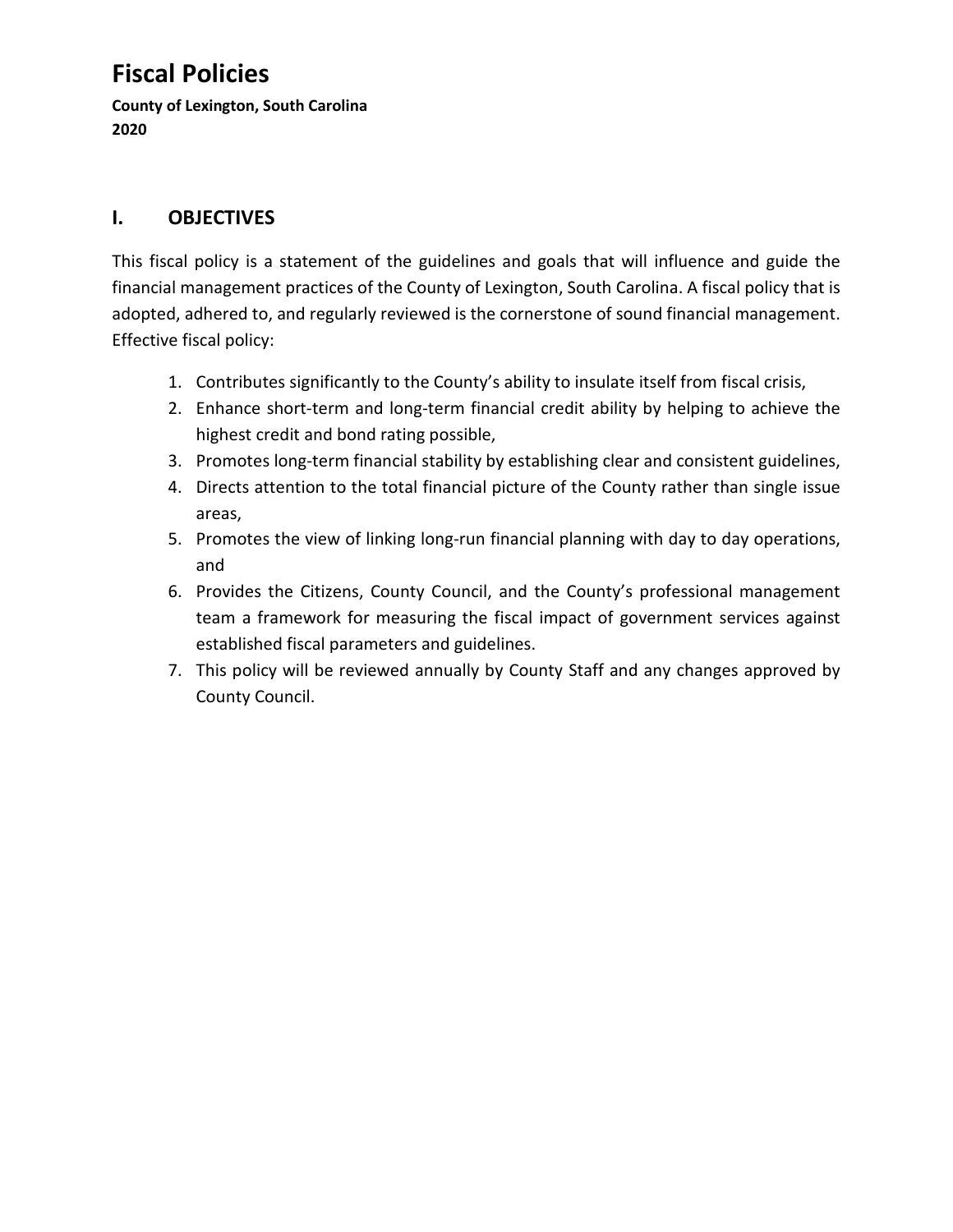# Fiscal Policies

**County of Lexington, South Carolina**
**2020**

## I. OBJECTIVES

This fiscal policy is a statement of the guidelines and goals that will influence and guide the financial management practices of the County of Lexington, South Carolina. A fiscal policy that is adopted, adhered to, and regularly reviewed is the cornerstone of sound financial management. Effective fiscal policy:

1. Contributes significantly to the County's ability to insulate itself from fiscal crisis,
2. Enhance short-term and long-term financial credit ability by helping to achieve the highest credit and bond rating possible,
3. Promotes long-term financial stability by establishing clear and consistent guidelines,
4. Directs attention to the total financial picture of the County rather than single issue areas,
5. Promotes the view of linking long-run financial planning with day to day operations, and
6. Provides the Citizens, County Council, and the County's professional management team a framework for measuring the fiscal impact of government services against established fiscal parameters and guidelines.
7. This policy will be reviewed annually by County Staff and any changes approved by County Council.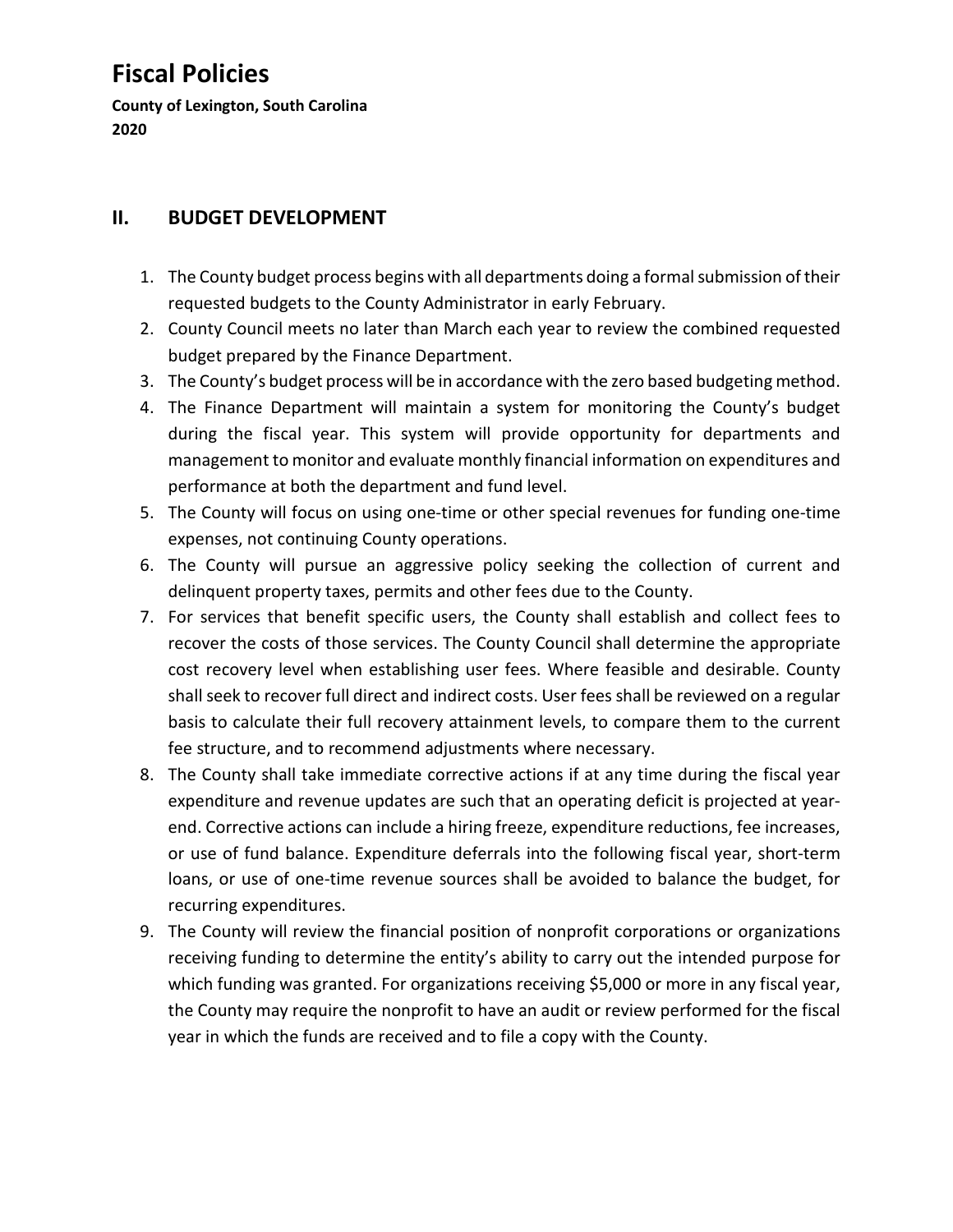# Fiscal Policies

**County of Lexington, South Carolina**
**2020**

## II. BUDGET DEVELOPMENT

1. The County budget process begins with all departments doing a formal submission of their requested budgets to the County Administrator in early February.
2. County Council meets no later than March each year to review the combined requested budget prepared by the Finance Department.
3. The County's budget process will be in accordance with the zero based budgeting method.
4. The Finance Department will maintain a system for monitoring the County's budget during the fiscal year. This system will provide opportunity for departments and management to monitor and evaluate monthly financial information on expenditures and performance at both the department and fund level.
5. The County will focus on using one-time or other special revenues for funding one-time expenses, not continuing County operations.
6. The County will pursue an aggressive policy seeking the collection of current and delinquent property taxes, permits and other fees due to the County.
7. For services that benefit specific users, the County shall establish and collect fees to recover the costs of those services. The County Council shall determine the appropriate cost recovery level when establishing user fees. Where feasible and desirable. County shall seek to recover full direct and indirect costs. User fees shall be reviewed on a regular basis to calculate their full recovery attainment levels, to compare them to the current fee structure, and to recommend adjustments where necessary.
8. The County shall take immediate corrective actions if at any time during the fiscal year expenditure and revenue updates are such that an operating deficit is projected at year-end. Corrective actions can include a hiring freeze, expenditure reductions, fee increases, or use of fund balance. Expenditure deferrals into the following fiscal year, short-term loans, or use of one-time revenue sources shall be avoided to balance the budget, for recurring expenditures.
9. The County will review the financial position of nonprofit corporations or organizations receiving funding to determine the entity's ability to carry out the intended purpose for which funding was granted. For organizations receiving $5,000 or more in any fiscal year, the County may require the nonprofit to have an audit or review performed for the fiscal year in which the funds are received and to file a copy with the County.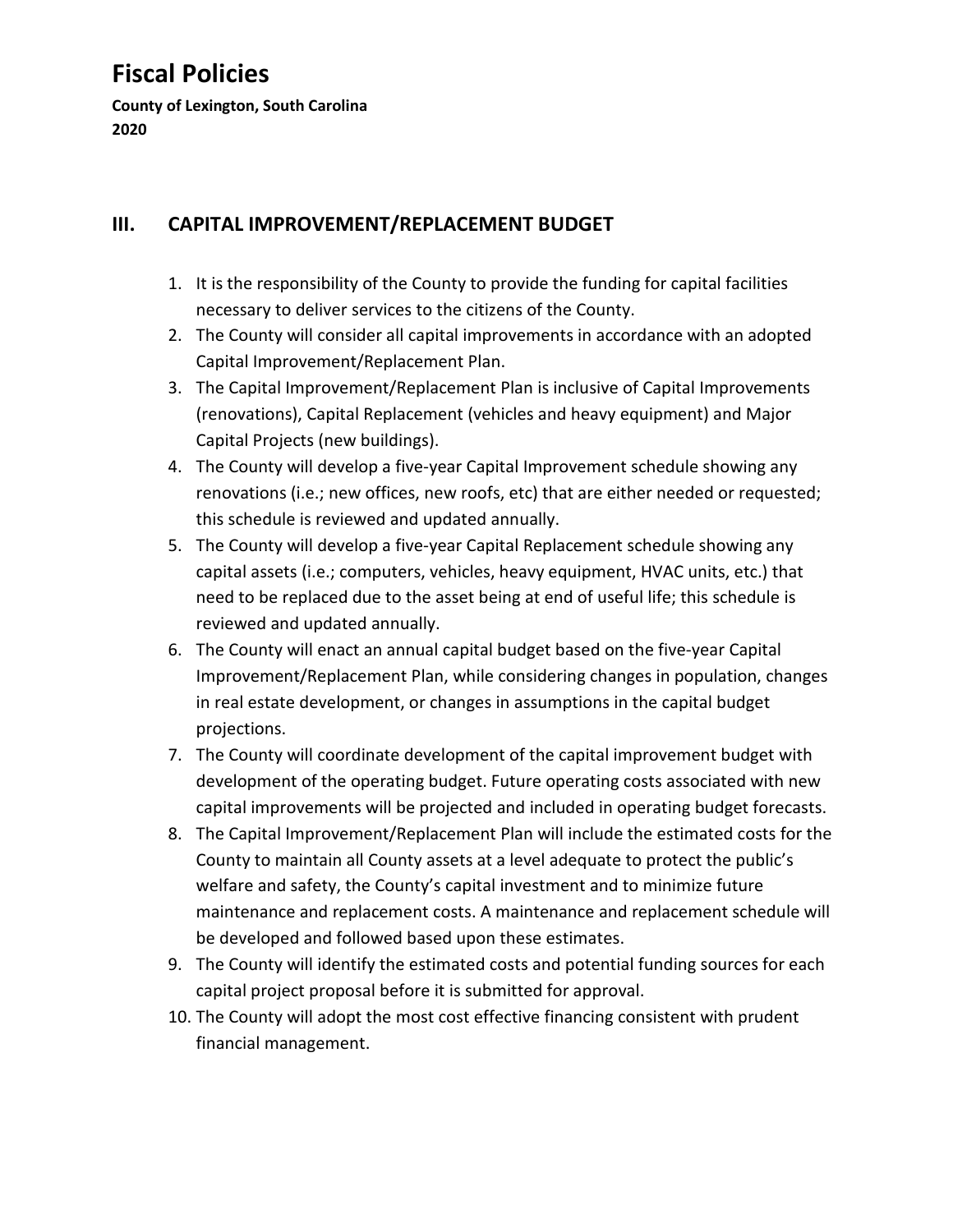# Fiscal Policies

**County of Lexington, South Carolina**
**2020**

## III. CAPITAL IMPROVEMENT/REPLACEMENT BUDGET

1. It is the responsibility of the County to provide the funding for capital facilities necessary to deliver services to the citizens of the County.
2. The County will consider all capital improvements in accordance with an adopted Capital Improvement/Replacement Plan.
3. The Capital Improvement/Replacement Plan is inclusive of Capital Improvements (renovations), Capital Replacement (vehicles and heavy equipment) and Major Capital Projects (new buildings).
4. The County will develop a five-year Capital Improvement schedule showing any renovations (i.e.; new offices, new roofs, etc) that are either needed or requested; this schedule is reviewed and updated annually.
5. The County will develop a five-year Capital Replacement schedule showing any capital assets (i.e.; computers, vehicles, heavy equipment, HVAC units, etc.) that need to be replaced due to the asset being at end of useful life; this schedule is reviewed and updated annually.
6. The County will enact an annual capital budget based on the five-year Capital Improvement/Replacement Plan, while considering changes in population, changes in real estate development, or changes in assumptions in the capital budget projections.
7. The County will coordinate development of the capital improvement budget with development of the operating budget. Future operating costs associated with new capital improvements will be projected and included in operating budget forecasts.
8. The Capital Improvement/Replacement Plan will include the estimated costs for the County to maintain all County assets at a level adequate to protect the public's welfare and safety, the County's capital investment and to minimize future maintenance and replacement costs. A maintenance and replacement schedule will be developed and followed based upon these estimates.
9. The County will identify the estimated costs and potential funding sources for each capital project proposal before it is submitted for approval.
10. The County will adopt the most cost effective financing consistent with prudent financial management.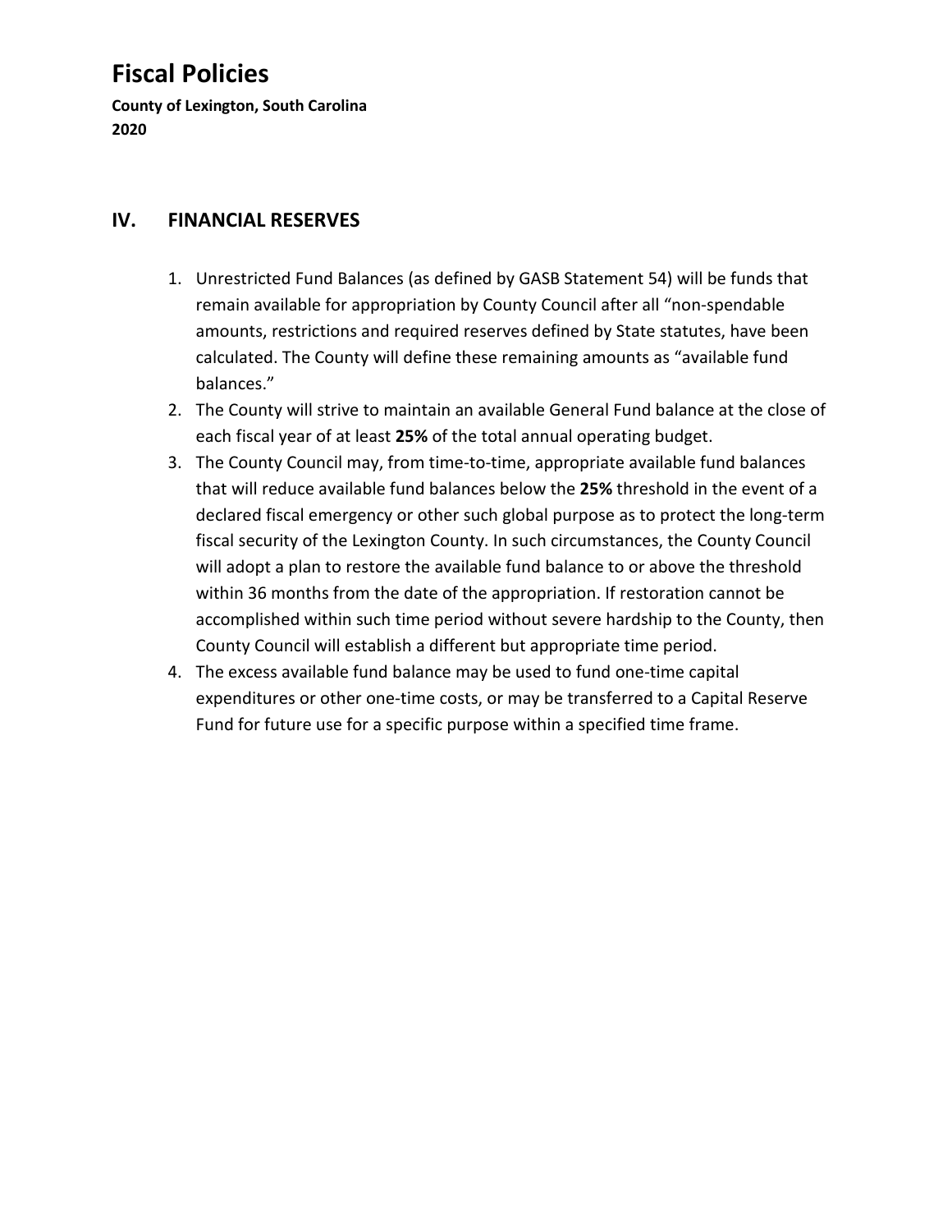## IV. FINANCIAL RESERVES

1. Unrestricted Fund Balances (as defined by GASB Statement 54) will be funds that remain available for appropriation by County Council after all "non-spendable amounts, restrictions and required reserves defined by State statutes, have been calculated. The County will define these remaining amounts as "available fund balances."
2. The County will strive to maintain an available General Fund balance at the close of each fiscal year of at least **25%** of the total annual operating budget.
3. The County Council may, from time-to-time, appropriate available fund balances that will reduce available fund balances below the **25%** threshold in the event of a declared fiscal emergency or other such global purpose as to protect the long-term fiscal security of the Lexington County. In such circumstances, the County Council will adopt a plan to restore the available fund balance to or above the threshold within 36 months from the date of the appropriation. If restoration cannot be accomplished within such time period without severe hardship to the County, then County Council will establish a different but appropriate time period.
4. The excess available fund balance may be used to fund one-time capital expenditures or other one-time costs, or may be transferred to a Capital Reserve Fund for future use for a specific purpose within a specified time frame.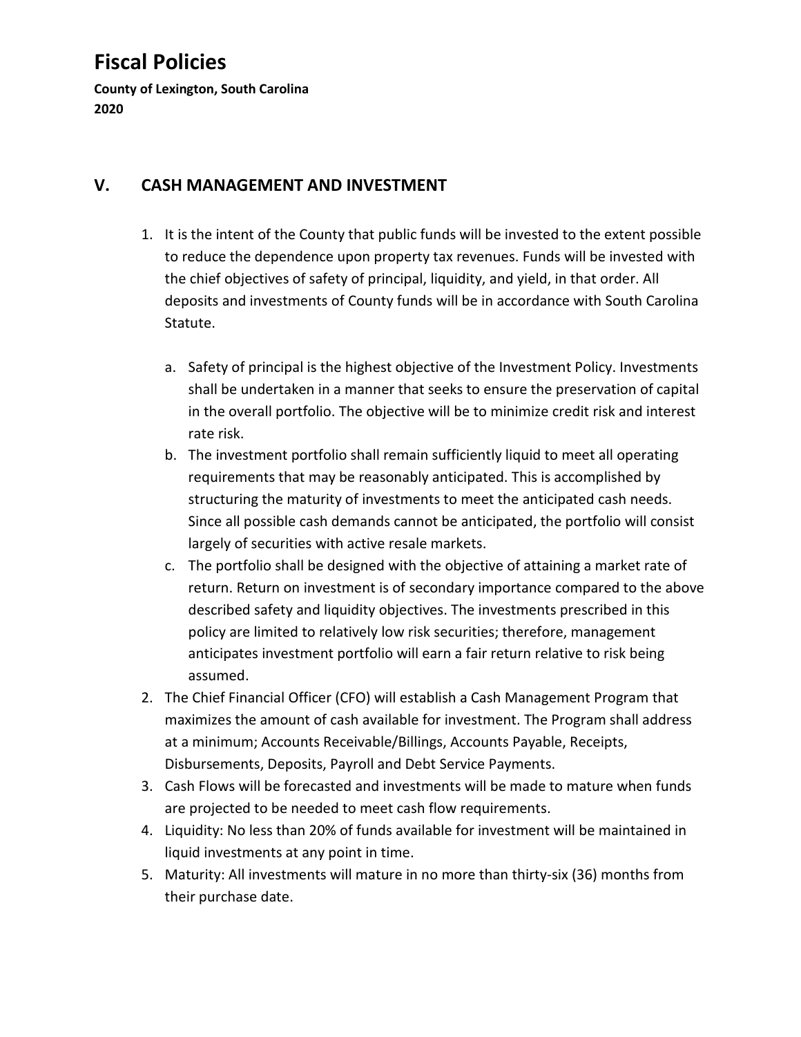# Fiscal Policies

**County of Lexington, South Carolina**
**2020**

## V. CASH MANAGEMENT AND INVESTMENT

1. It is the intent of the County that public funds will be invested to the extent possible to reduce the dependence upon property tax revenues. Funds will be invested with the chief objectives of safety of principal, liquidity, and yield, in that order. All deposits and investments of County funds will be in accordance with South Carolina Statute.
   a. Safety of principal is the highest objective of the Investment Policy. Investments shall be undertaken in a manner that seeks to ensure the preservation of capital in the overall portfolio. The objective will be to minimize credit risk and interest rate risk.
   b. The investment portfolio shall remain sufficiently liquid to meet all operating requirements that may be reasonably anticipated. This is accomplished by structuring the maturity of investments to meet the anticipated cash needs. Since all possible cash demands cannot be anticipated, the portfolio will consist largely of securities with active resale markets.
   c. The portfolio shall be designed with the objective of attaining a market rate of return. Return on investment is of secondary importance compared to the above described safety and liquidity objectives. The investments prescribed in this policy are limited to relatively low risk securities; therefore, management anticipates investment portfolio will earn a fair return relative to risk being assumed.
2. The Chief Financial Officer (CFO) will establish a Cash Management Program that maximizes the amount of cash available for investment. The Program shall address at a minimum; Accounts Receivable/Billings, Accounts Payable, Receipts, Disbursements, Deposits, Payroll and Debt Service Payments.
3. Cash Flows will be forecasted and investments will be made to mature when funds are projected to be needed to meet cash flow requirements.
4. Liquidity: No less than 20% of funds available for investment will be maintained in liquid investments at any point in time.
5. Maturity: All investments will mature in no more than thirty-six (36) months from their purchase date.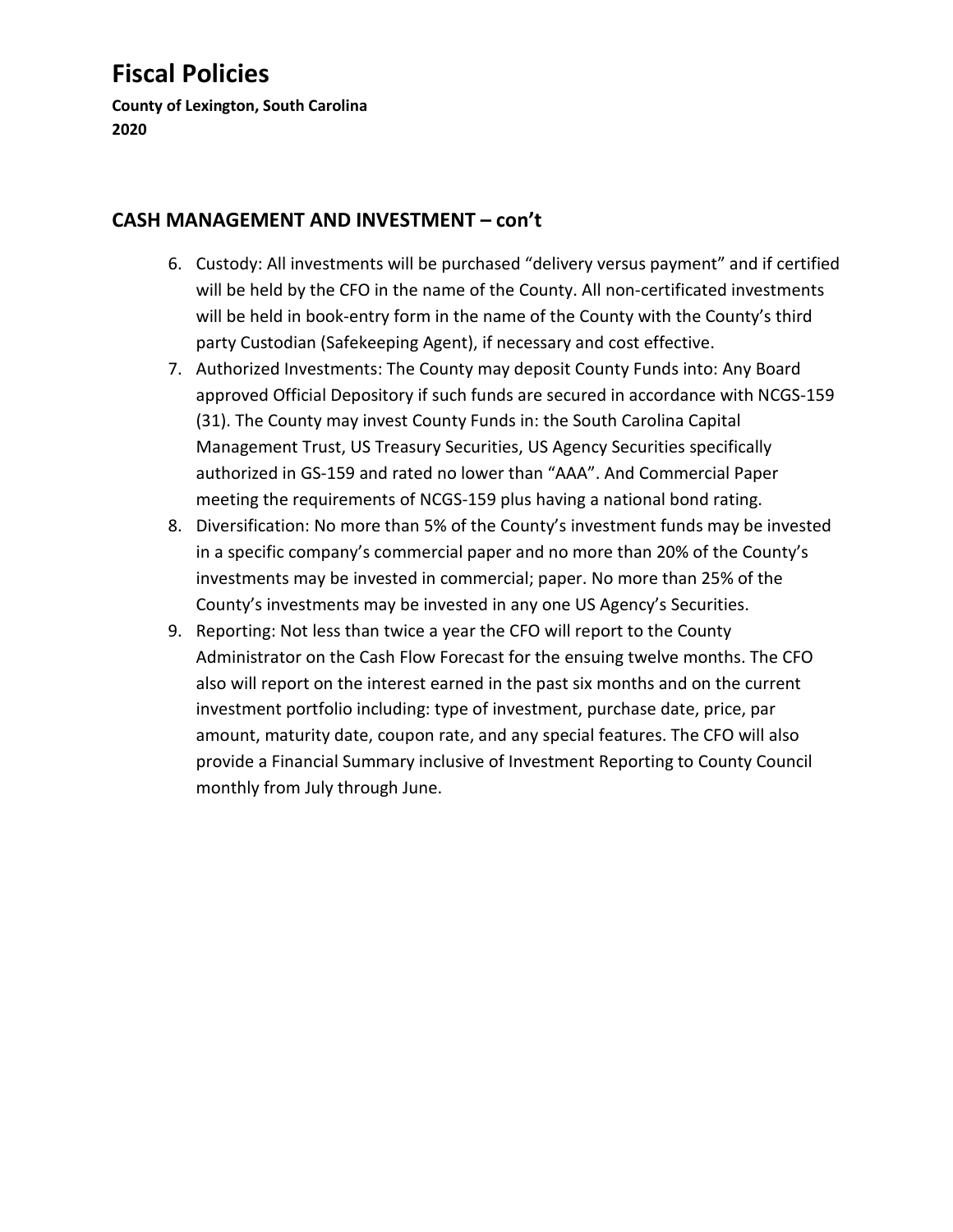# Fiscal Policies

**County of Lexington, South Carolina**
**2020**

## CASH MANAGEMENT AND INVESTMENT – con't

6. Custody: All investments will be purchased "delivery versus payment" and if certified will be held by the CFO in the name of the County. All non-certificated investments will be held in book-entry form in the name of the County with the County's third party Custodian (Safekeeping Agent), if necessary and cost effective.
7. Authorized Investments: The County may deposit County Funds into: Any Board approved Official Depository if such funds are secured in accordance with NCGS-159 (31). The County may invest County Funds in: the South Carolina Capital Management Trust, US Treasury Securities, US Agency Securities specifically authorized in GS-159 and rated no lower than "AAA". And Commercial Paper meeting the requirements of NCGS-159 plus having a national bond rating.
8. Diversification: No more than 5% of the County's investment funds may be invested in a specific company's commercial paper and no more than 20% of the County's investments may be invested in commercial; paper. No more than 25% of the County's investments may be invested in any one US Agency's Securities.
9. Reporting: Not less than twice a year the CFO will report to the County Administrator on the Cash Flow Forecast for the ensuing twelve months. The CFO also will report on the interest earned in the past six months and on the current investment portfolio including: type of investment, purchase date, price, par amount, maturity date, coupon rate, and any special features. The CFO will also provide a Financial Summary inclusive of Investment Reporting to County Council monthly from July through June.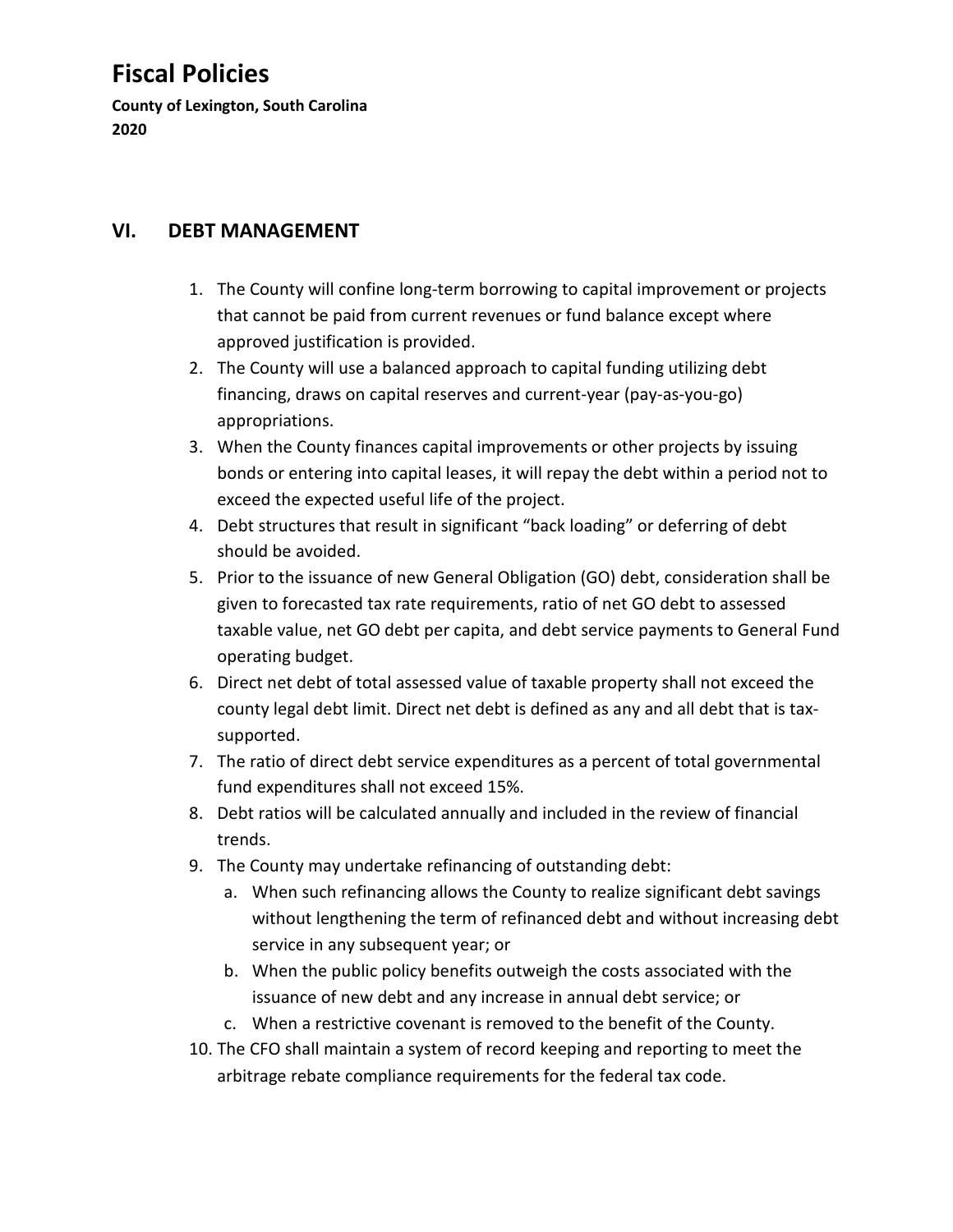# Fiscal Policies

**County of Lexington, South Carolina**
**2020**

## VI. DEBT MANAGEMENT

1. The County will confine long-term borrowing to capital improvement or projects that cannot be paid from current revenues or fund balance except where approved justification is provided.
2. The County will use a balanced approach to capital funding utilizing debt financing, draws on capital reserves and current-year (pay-as-you-go) appropriations.
3. When the County finances capital improvements or other projects by issuing bonds or entering into capital leases, it will repay the debt within a period not to exceed the expected useful life of the project.
4. Debt structures that result in significant "back loading" or deferring of debt should be avoided.
5. Prior to the issuance of new General Obligation (GO) debt, consideration shall be given to forecasted tax rate requirements, ratio of net GO debt to assessed taxable value, net GO debt per capita, and debt service payments to General Fund operating budget.
6. Direct net debt of total assessed value of taxable property shall not exceed the county legal debt limit. Direct net debt is defined as any and all debt that is tax-supported.
7. The ratio of direct debt service expenditures as a percent of total governmental fund expenditures shall not exceed 15%.
8. Debt ratios will be calculated annually and included in the review of financial trends.
9. The County may undertake refinancing of outstanding debt:
   a. When such refinancing allows the County to realize significant debt savings without lengthening the term of refinanced debt and without increasing debt service in any subsequent year; or
   b. When the public policy benefits outweigh the costs associated with the issuance of new debt and any increase in annual debt service; or
   c. When a restrictive covenant is removed to the benefit of the County.
10. The CFO shall maintain a system of record keeping and reporting to meet the arbitrage rebate compliance requirements for the federal tax code.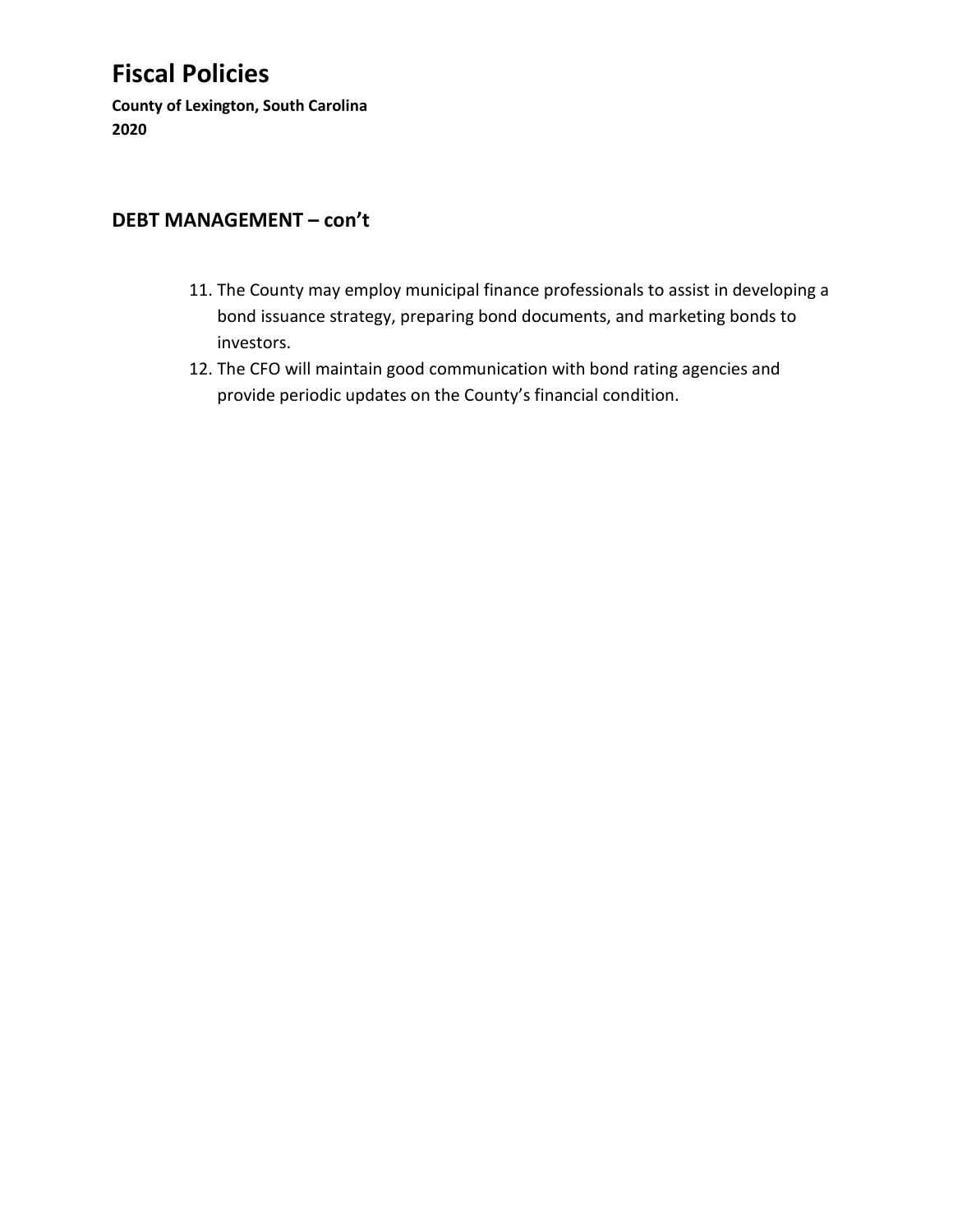# Fiscal Policies

**County of Lexington, South Carolina**
**2020**

## DEBT MANAGEMENT – con't

11. The County may employ municipal finance professionals to assist in developing a bond issuance strategy, preparing bond documents, and marketing bonds to investors.
12. The CFO will maintain good communication with bond rating agencies and provide periodic updates on the County's financial condition.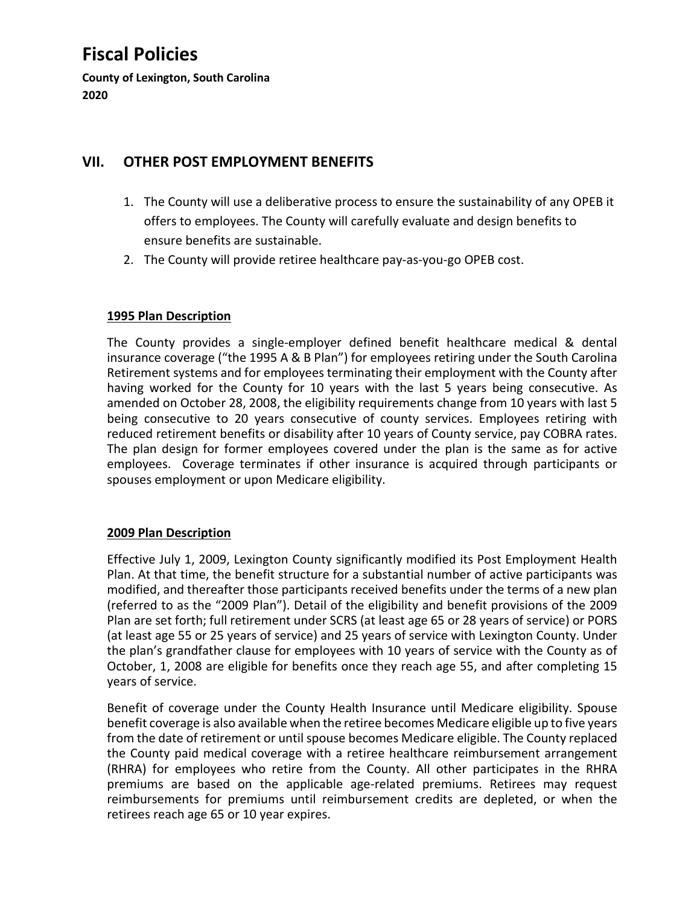## VII. OTHER POST EMPLOYMENT BENEFITS

1. The County will use a deliberative process to ensure the sustainability of any OPEB it offers to employees. The County will carefully evaluate and design benefits to ensure benefits are sustainable.
2. The County will provide retiree healthcare pay-as-you-go OPEB cost.

**1995 Plan Description**

The County provides a single-employer defined benefit healthcare medical & dental insurance coverage ("the 1995 A & B Plan") for employees retiring under the South Carolina Retirement systems and for employees terminating their employment with the County after having worked for the County for 10 years with the last 5 years being consecutive. As amended on October 28, 2008, the eligibility requirements change from 10 years with last 5 being consecutive to 20 years consecutive of county services. Employees retiring with reduced retirement benefits or disability after 10 years of County service, pay COBRA rates. The plan design for former employees covered under the plan is the same as for active employees. Coverage terminates if other insurance is acquired through participants or spouses employment or upon Medicare eligibility.

**2009 Plan Description**

Effective July 1, 2009, Lexington County significantly modified its Post Employment Health Plan. At that time, the benefit structure for a substantial number of active participants was modified, and thereafter those participants received benefits under the terms of a new plan (referred to as the "2009 Plan"). Detail of the eligibility and benefit provisions of the 2009 Plan are set forth; full retirement under SCRS (at least age 65 or 28 years of service) or PORS (at least age 55 or 25 years of service) and 25 years of service with Lexington County. Under the plan's grandfather clause for employees with 10 years of service with the County as of October, 1, 2008 are eligible for benefits once they reach age 55, and after completing 15 years of service.

Benefit of coverage under the County Health Insurance until Medicare eligibility. Spouse benefit coverage is also available when the retiree becomes Medicare eligible up to five years from the date of retirement or until spouse becomes Medicare eligible. The County replaced the County paid medical coverage with a retiree healthcare reimbursement arrangement (RHRA) for employees who retire from the County. All other participates in the RHRA premiums are based on the applicable age-related premiums. Retirees may request reimbursements for premiums until reimbursement credits are depleted, or when the retirees reach age 65 or 10 year expires.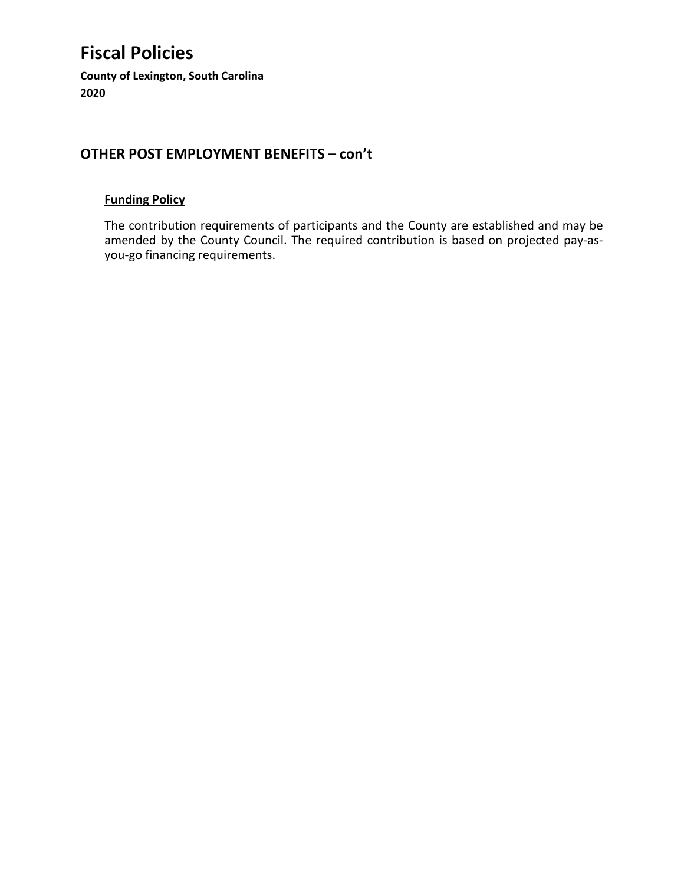## OTHER POST EMPLOYMENT BENEFITS – con't

### Funding Policy

The contribution requirements of participants and the County are established and may be amended by the County Council. The required contribution is based on projected pay-as-you-go financing requirements.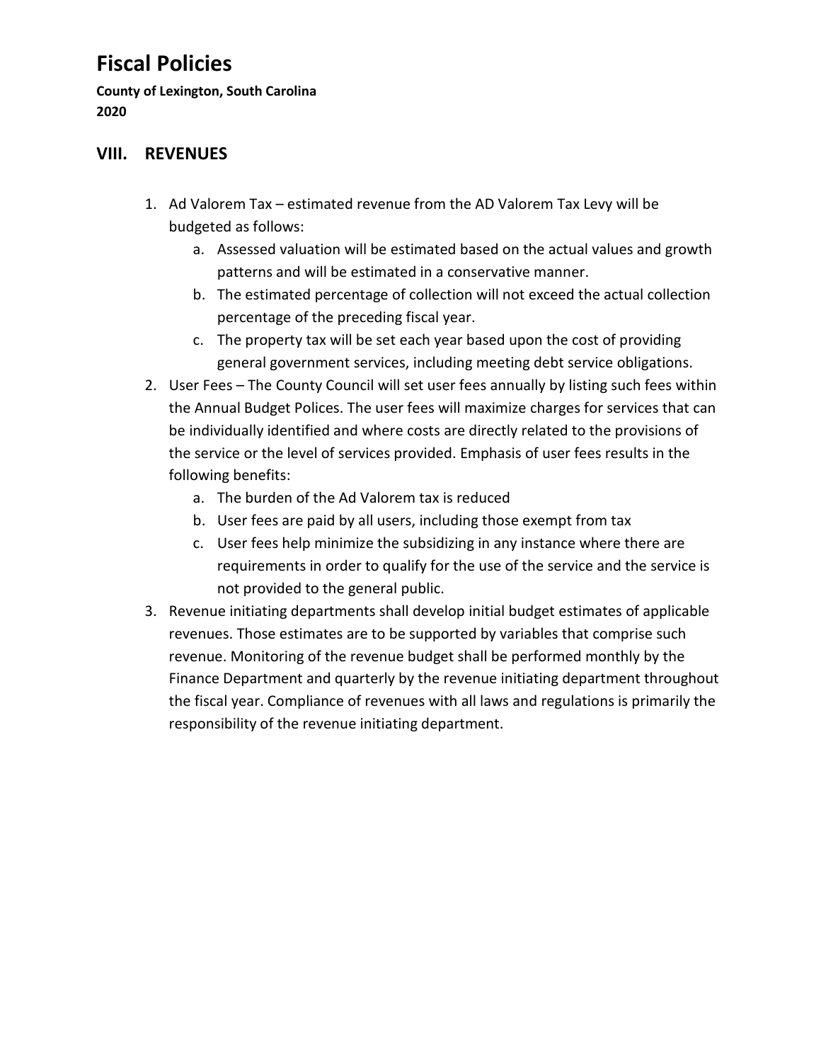# Fiscal Policies

**County of Lexington, South Carolina**
**2020**

## VIII. REVENUES

1. Ad Valorem Tax – estimated revenue from the AD Valorem Tax Levy will be budgeted as follows:
   a. Assessed valuation will be estimated based on the actual values and growth patterns and will be estimated in a conservative manner.
   b. The estimated percentage of collection will not exceed the actual collection percentage of the preceding fiscal year.
   c. The property tax will be set each year based upon the cost of providing general government services, including meeting debt service obligations.
2. User Fees – The County Council will set user fees annually by listing such fees within the Annual Budget Polices. The user fees will maximize charges for services that can be individually identified and where costs are directly related to the provisions of the service or the level of services provided. Emphasis of user fees results in the following benefits:
   a. The burden of the Ad Valorem tax is reduced
   b. User fees are paid by all users, including those exempt from tax
   c. User fees help minimize the subsidizing in any instance where there are requirements in order to qualify for the use of the service and the service is not provided to the general public.
3. Revenue initiating departments shall develop initial budget estimates of applicable revenues. Those estimates are to be supported by variables that comprise such revenue. Monitoring of the revenue budget shall be performed monthly by the Finance Department and quarterly by the revenue initiating department throughout the fiscal year. Compliance of revenues with all laws and regulations is primarily the responsibility of the revenue initiating department.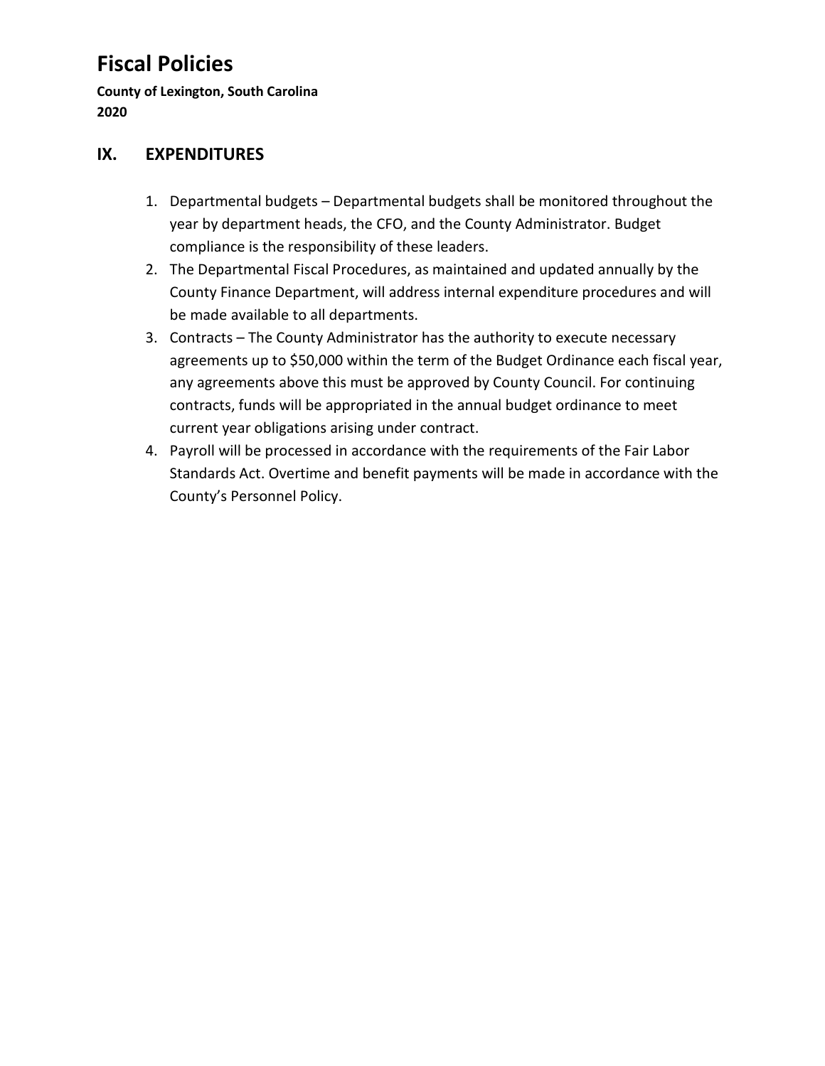## IX. EXPENDITURES

1. Departmental budgets – Departmental budgets shall be monitored throughout the year by department heads, the CFO, and the County Administrator. Budget compliance is the responsibility of these leaders.
2. The Departmental Fiscal Procedures, as maintained and updated annually by the County Finance Department, will address internal expenditure procedures and will be made available to all departments.
3. Contracts – The County Administrator has the authority to execute necessary agreements up to $50,000 within the term of the Budget Ordinance each fiscal year, any agreements above this must be approved by County Council. For continuing contracts, funds will be appropriated in the annual budget ordinance to meet current year obligations arising under contract.
4. Payroll will be processed in accordance with the requirements of the Fair Labor Standards Act. Overtime and benefit payments will be made in accordance with the County's Personnel Policy.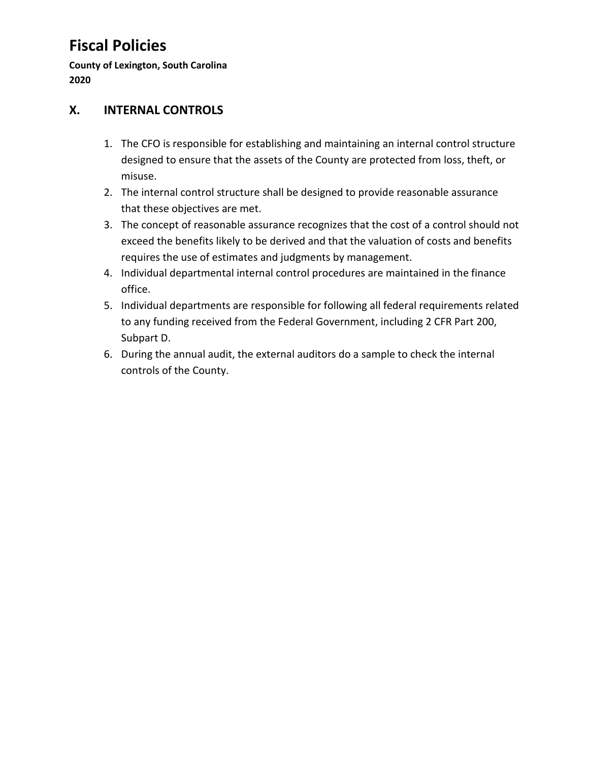# Fiscal Policies

**County of Lexington, South Carolina**
**2020**

## X. INTERNAL CONTROLS

1. The CFO is responsible for establishing and maintaining an internal control structure designed to ensure that the assets of the County are protected from loss, theft, or misuse.
2. The internal control structure shall be designed to provide reasonable assurance that these objectives are met.
3. The concept of reasonable assurance recognizes that the cost of a control should not exceed the benefits likely to be derived and that the valuation of costs and benefits requires the use of estimates and judgments by management.
4. Individual departmental internal control procedures are maintained in the finance office.
5. Individual departments are responsible for following all federal requirements related to any funding received from the Federal Government, including 2 CFR Part 200, Subpart D.
6. During the annual audit, the external auditors do a sample to check the internal controls of the County.